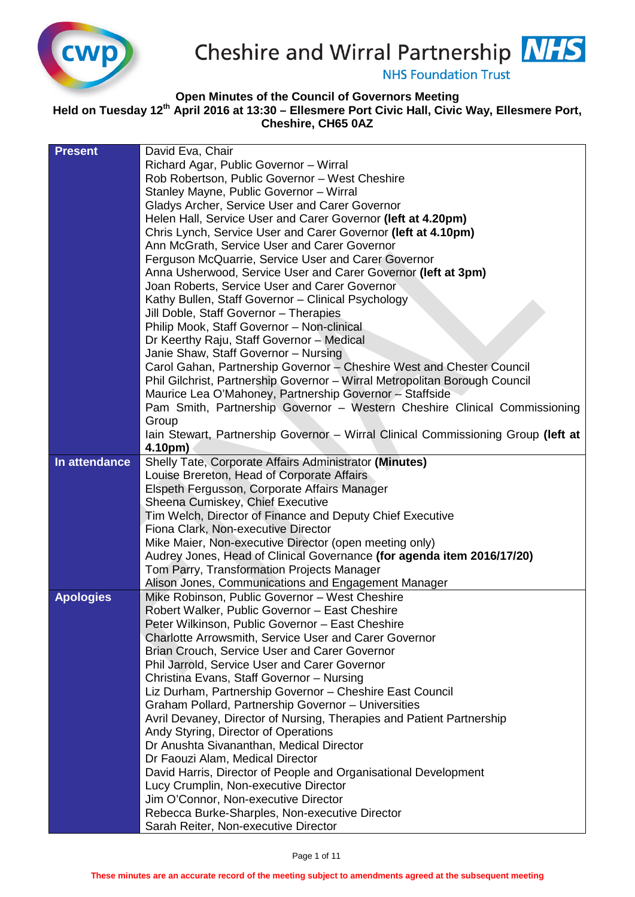Cheshire and Wirral Partnership NHS Foundation Trust

**Open Minutes of the Council of Governors Meeting**
**Held on Tuesday 12th April 2016 at 13:30 – Ellesmere Port Civic Hall, Civic Way, Ellesmere Port, Cheshire, CH65 0AZ**

| | |
|---|---|
| **Present** | David Eva, Chair<br>Richard Agar, Public Governor – Wirral<br>Rob Robertson, Public Governor – West Cheshire<br>Stanley Mayne, Public Governor – Wirral<br>Gladys Archer, Service User and Carer Governor<br>Helen Hall, Service User and Carer Governor **(left at 4.20pm)**<br>Chris Lynch, Service User and Carer Governor **(left at 4.10pm)**<br>Ann McGrath, Service User and Carer Governor<br>Ferguson McQuarrie, Service User and Carer Governor<br>Anna Usherwood, Service User and Carer Governor **(left at 3pm)**<br>Joan Roberts, Service User and Carer Governor<br>Kathy Bullen, Staff Governor – Clinical Psychology<br>Jill Doble, Staff Governor – Therapies<br>Philip Mook, Staff Governor – Non-clinical<br>Dr Keerthy Raju, Staff Governor – Medical<br>Janie Shaw, Staff Governor – Nursing<br>Carol Gahan, Partnership Governor – Cheshire West and Chester Council<br>Phil Gilchrist, Partnership Governor – Wirral Metropolitan Borough Council<br>Maurice Lea O'Mahoney, Partnership Governor – Staffside<br>Pam Smith, Partnership Governor – Western Cheshire Clinical Commissioning Group<br>Iain Stewart, Partnership Governor – Wirral Clinical Commissioning Group **(left at 4.10pm)** |
| **In attendance** | Shelly Tate, Corporate Affairs Administrator **(Minutes)**<br>Louise Brereton, Head of Corporate Affairs<br>Elspeth Fergusson, Corporate Affairs Manager<br>Sheena Cumiskey, Chief Executive<br>Tim Welch, Director of Finance and Deputy Chief Executive<br>Fiona Clark, Non-executive Director<br>Mike Maier, Non-executive Director (open meeting only)<br>Audrey Jones, Head of Clinical Governance **(for agenda item 2016/17/20)**<br>Tom Parry, Transformation Projects Manager<br>Alison Jones, Communications and Engagement Manager |
| **Apologies** | Mike Robinson, Public Governor – West Cheshire<br>Robert Walker, Public Governor – East Cheshire<br>Peter Wilkinson, Public Governor – East Cheshire<br>Charlotte Arrowsmith, Service User and Carer Governor<br>Brian Crouch, Service User and Carer Governor<br>Phil Jarrold, Service User and Carer Governor<br>Christina Evans, Staff Governor – Nursing<br>Liz Durham, Partnership Governor – Cheshire East Council<br>Graham Pollard, Partnership Governor – Universities<br>Avril Devaney, Director of Nursing, Therapies and Patient Partnership<br>Andy Styring, Director of Operations<br>Dr Anushta Sivananthan, Medical Director<br>Dr Faouzi Alam, Medical Director<br>David Harris, Director of People and Organisational Development<br>Lucy Crumplin, Non-executive Director<br>Jim O'Connor, Non-executive Director<br>Rebecca Burke-Sharples, Non-executive Director<br>Sarah Reiter, Non-executive Director |

**These minutes are an accurate record of the meeting subject to amendments agreed at the subsequent meeting**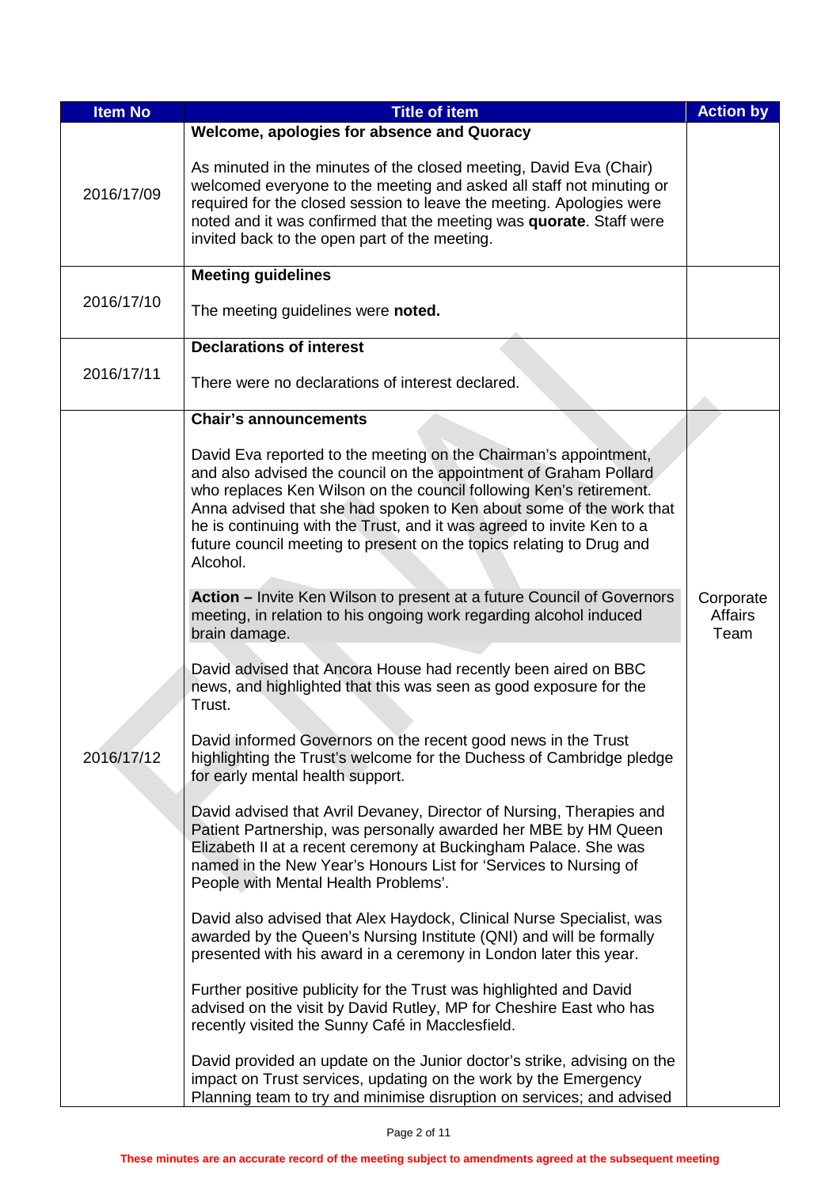| Item No | Title of item | Action by |
|---|---|---|
| 2016/17/09 | **Welcome, apologies for absence and Quoracy**<br><br>As minuted in the minutes of the closed meeting, David Eva (Chair) welcomed everyone to the meeting and asked all staff not minuting or required for the closed session to leave the meeting. Apologies were noted and it was confirmed that the meeting was **quorate**. Staff were invited back to the open part of the meeting. | |
| 2016/17/10 | **Meeting guidelines**<br><br>The meeting guidelines were **noted.** | |
| 2016/17/11 | **Declarations of interest**<br><br>There were no declarations of interest declared. | |
| 2016/17/12 | **Chair's announcements**<br><br>David Eva reported to the meeting on the Chairman's appointment, and also advised the council on the appointment of Graham Pollard who replaces Ken Wilson on the council following Ken's retirement. Anna advised that she had spoken to Ken about some of the work that he is continuing with the Trust, and it was agreed to invite Ken to a future council meeting to present on the topics relating to Drug and Alcohol.<br><br>**Action –** Invite Ken Wilson to present at a future Council of Governors meeting, in relation to his ongoing work regarding alcohol induced brain damage.<br><br>David advised that Ancora House had recently been aired on BBC news, and highlighted that this was seen as good exposure for the Trust.<br><br>David informed Governors on the recent good news in the Trust highlighting the Trust's welcome for the Duchess of Cambridge pledge for early mental health support.<br><br>David advised that Avril Devaney, Director of Nursing, Therapies and Patient Partnership, was personally awarded her MBE by HM Queen Elizabeth II at a recent ceremony at Buckingham Palace. She was named in the New Year's Honours List for 'Services to Nursing of People with Mental Health Problems'.<br><br>David also advised that Alex Haydock, Clinical Nurse Specialist, was awarded by the Queen's Nursing Institute (QNI) and will be formally presented with his award in a ceremony in London later this year.<br><br>Further positive publicity for the Trust was highlighted and David advised on the visit by David Rutley, MP for Cheshire East who has recently visited the Sunny Café in Macclesfield.<br><br>David provided an update on the Junior doctor's strike, advising on the impact on Trust services, updating on the work by the Emergency Planning team to try and minimise disruption on services; and advised | Corporate Affairs Team |

These minutes are an accurate record of the meeting subject to amendments agreed at the subsequent meeting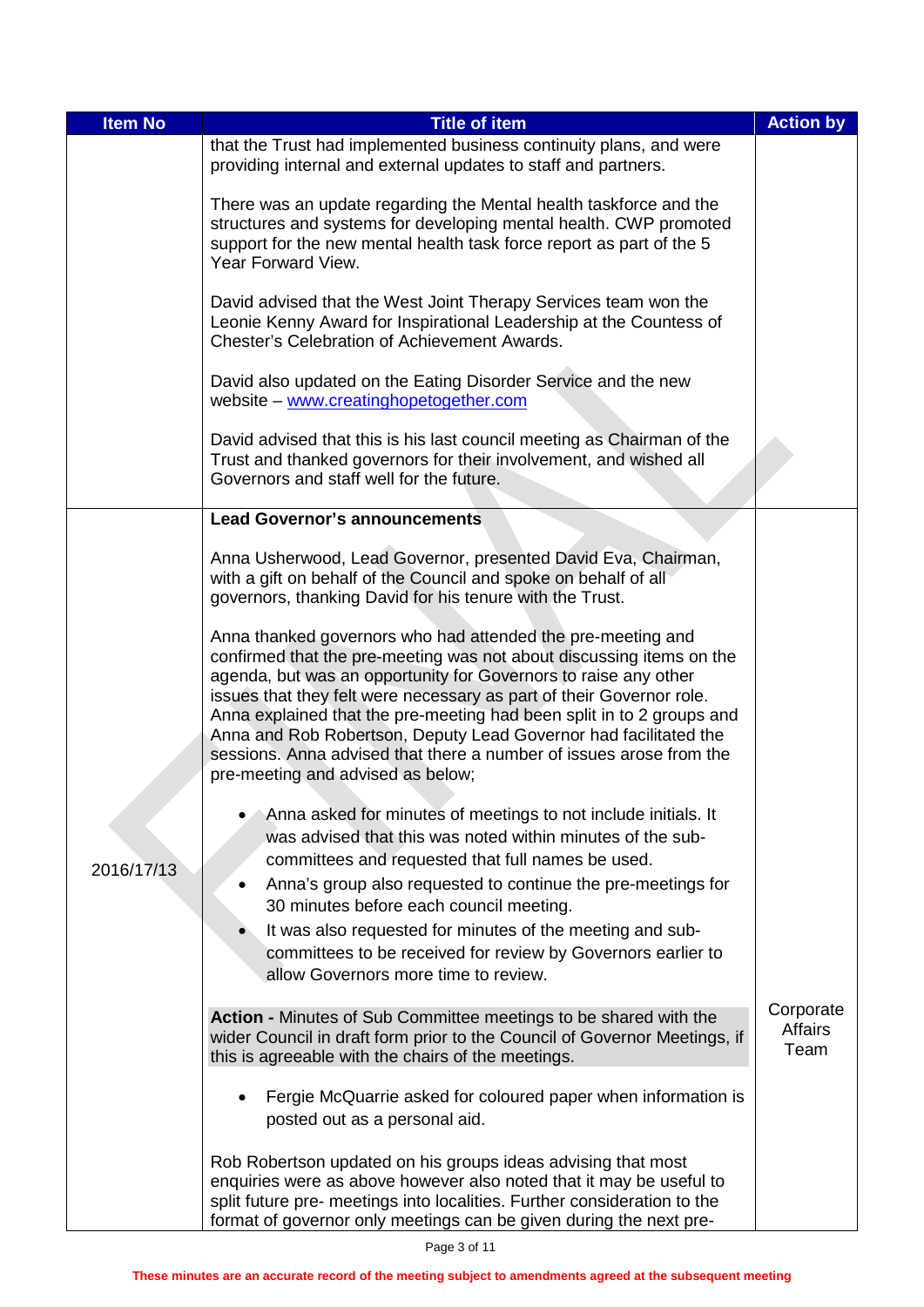| Item No | Title of item | Action by |
|---|---|---|
| | that the Trust had implemented business continuity plans, and were providing internal and external updates to staff and partners.<br><br>There was an update regarding the Mental health taskforce and the structures and systems for developing mental health. CWP promoted support for the new mental health task force report as part of the 5 Year Forward View.<br><br>David advised that the West Joint Therapy Services team won the Leonie Kenny Award for Inspirational Leadership at the Countess of Chester's Celebration of Achievement Awards.<br><br>David also updated on the Eating Disorder Service and the new website – www.creatinghopetogether.com<br><br>David advised that this is his last council meeting as Chairman of the Trust and thanked governors for their involvement, and wished all Governors and staff well for the future. | |
| 2016/17/13 | **Lead Governor's announcements**<br><br>Anna Usherwood, Lead Governor, presented David Eva, Chairman, with a gift on behalf of the Council and spoke on behalf of all governors, thanking David for his tenure with the Trust.<br><br>Anna thanked governors who had attended the pre-meeting and confirmed that the pre-meeting was not about discussing items on the agenda, but was an opportunity for Governors to raise any other issues that they felt were necessary as part of their Governor role. Anna explained that the pre-meeting had been split in to 2 groups and Anna and Rob Robertson, Deputy Lead Governor had facilitated the sessions. Anna advised that there a number of issues arose from the pre-meeting and advised as below;<br><br>• Anna asked for minutes of meetings to not include initials. It was advised that this was noted within minutes of the sub-committees and requested that full names be used.<br>• Anna's group also requested to continue the pre-meetings for 30 minutes before each council meeting.<br>• It was also requested for minutes of the meeting and sub-committees to be received for review by Governors earlier to allow Governors more time to review.<br><br>**Action -** Minutes of Sub Committee meetings to be shared with the wider Council in draft form prior to the Council of Governor Meetings, if this is agreeable with the chairs of the meetings.<br><br>• Fergie McQuarrie asked for coloured paper when information is posted out as a personal aid.<br><br>Rob Robertson updated on his groups ideas advising that most enquiries were as above however also noted that it may be useful to split future pre- meetings into localities. Further consideration to the format of governor only meetings can be given during the next pre- | Corporate Affairs Team |

These minutes are an accurate record of the meeting subject to amendments agreed at the subsequent meeting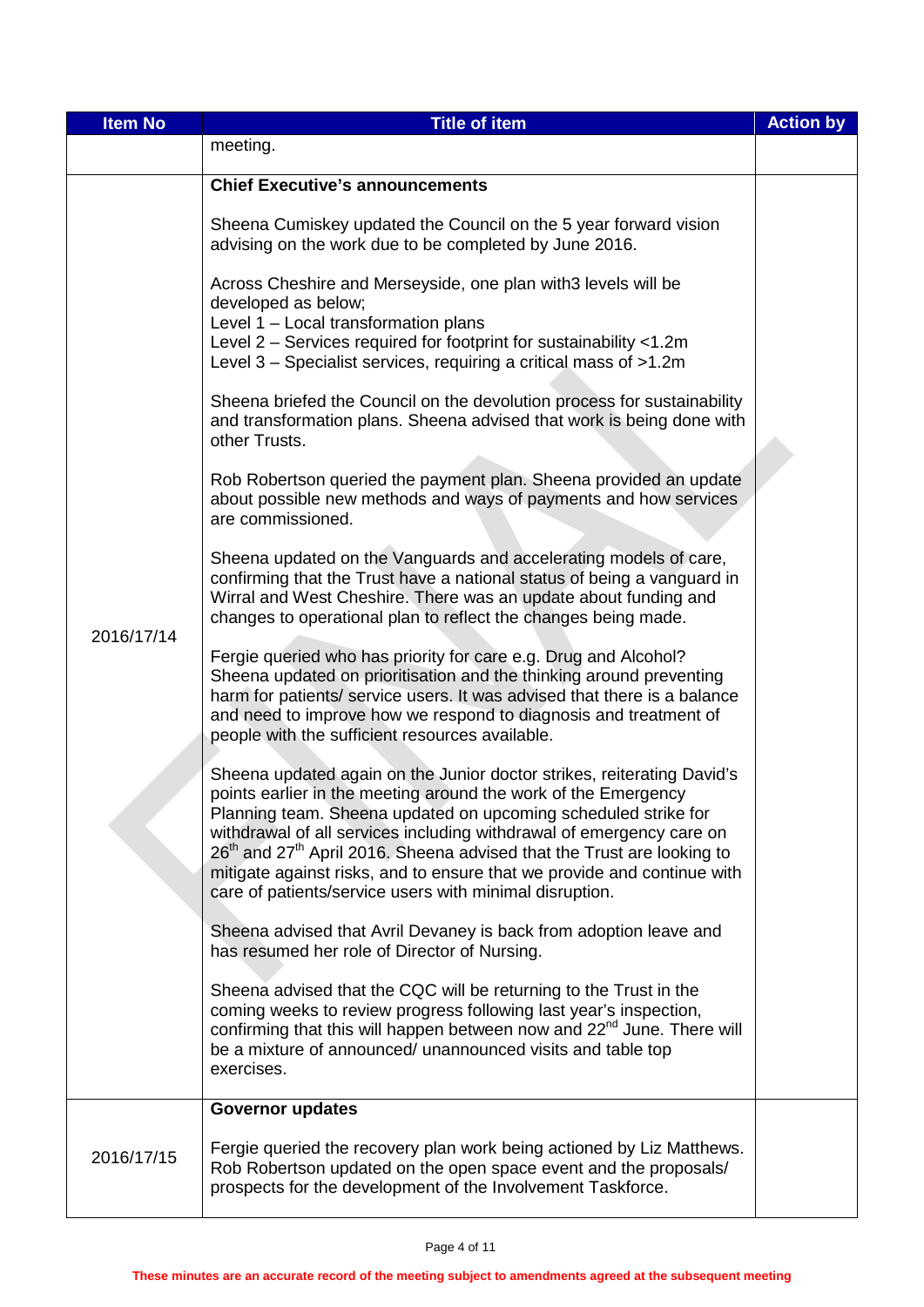| Item No | Title of item | Action by |
|---|---|---|
| | meeting. | |
| 2016/17/14 | **Chief Executive's announcements**<br><br>Sheena Cumiskey updated the Council on the 5 year forward vision advising on the work due to be completed by June 2016.<br><br>Across Cheshire and Merseyside, one plan with3 levels will be developed as below;<br>Level 1 – Local transformation plans<br>Level 2 – Services required for footprint for sustainability <1.2m<br>Level 3 – Specialist services, requiring a critical mass of >1.2m<br><br>Sheena briefed the Council on the devolution process for sustainability and transformation plans. Sheena advised that work is being done with other Trusts.<br><br>Rob Robertson queried the payment plan. Sheena provided an update about possible new methods and ways of payments and how services are commissioned.<br><br>Sheena updated on the Vanguards and accelerating models of care, confirming that the Trust have a national status of being a vanguard in Wirral and West Cheshire. There was an update about funding and changes to operational plan to reflect the changes being made.<br><br>Fergie queried who has priority for care e.g. Drug and Alcohol? Sheena updated on prioritisation and the thinking around preventing harm for patients/ service users. It was advised that there is a balance and need to improve how we respond to diagnosis and treatment of people with the sufficient resources available.<br><br>Sheena updated again on the Junior doctor strikes, reiterating David's points earlier in the meeting around the work of the Emergency Planning team. Sheena updated on upcoming scheduled strike for withdrawal of all services including withdrawal of emergency care on 26th and 27th April 2016. Sheena advised that the Trust are looking to mitigate against risks, and to ensure that we provide and continue with care of patients/service users with minimal disruption.<br><br>Sheena advised that Avril Devaney is back from adoption leave and has resumed her role of Director of Nursing.<br><br>Sheena advised that the CQC will be returning to the Trust in the coming weeks to review progress following last year's inspection, confirming that this will happen between now and 22nd June. There will be a mixture of announced/ unannounced visits and table top exercises. | |
| 2016/17/15 | **Governor updates**<br><br>Fergie queried the recovery plan work being actioned by Liz Matthews. Rob Robertson updated on the open space event and the proposals/ prospects for the development of the Involvement Taskforce. | |

These minutes are an accurate record of the meeting subject to amendments agreed at the subsequent meeting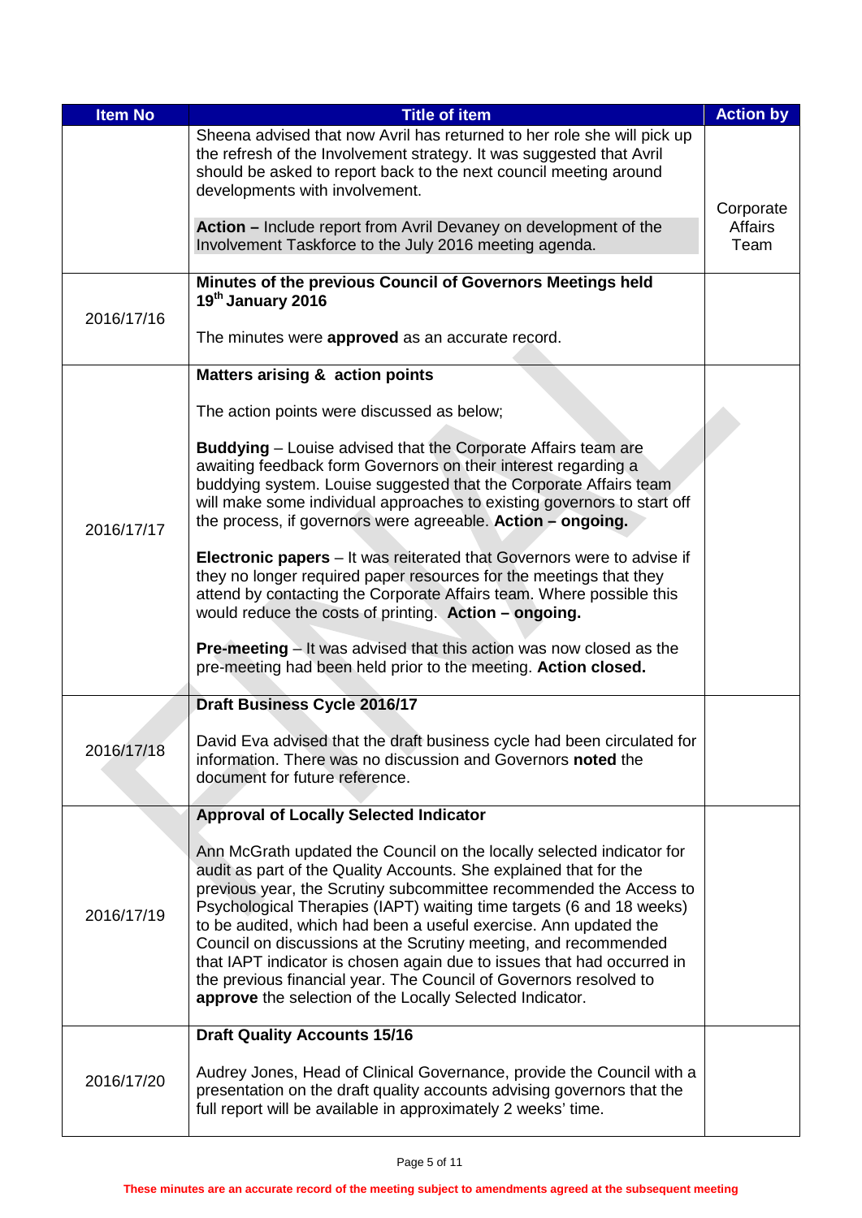| Item No | Title of item | Action by |
|---|---|---|
| | Sheena advised that now Avril has returned to her role she will pick up the refresh of the Involvement strategy. It was suggested that Avril should be asked to report back to the next council meeting around developments with involvement.<br><br>**Action –** Include report from Avril Devaney on development of the Involvement Taskforce to the July 2016 meeting agenda. | Corporate Affairs Team |
| 2016/17/16 | **Minutes of the previous Council of Governors Meetings held 19th January 2016**<br><br>The minutes were **approved** as an accurate record. | |
| 2016/17/17 | **Matters arising & action points**<br><br>The action points were discussed as below;<br><br>**Buddying** – Louise advised that the Corporate Affairs team are awaiting feedback form Governors on their interest regarding a buddying system. Louise suggested that the Corporate Affairs team will make some individual approaches to existing governors to start off the process, if governors were agreeable. **Action – ongoing.**<br><br>**Electronic papers** – It was reiterated that Governors were to advise if they no longer required paper resources for the meetings that they attend by contacting the Corporate Affairs team. Where possible this would reduce the costs of printing. **Action – ongoing.**<br><br>**Pre-meeting** – It was advised that this action was now closed as the pre-meeting had been held prior to the meeting. **Action closed.** | |
| 2016/17/18 | **Draft Business Cycle 2016/17**<br><br>David Eva advised that the draft business cycle had been circulated for information. There was no discussion and Governors **noted** the document for future reference. | |
| 2016/17/19 | **Approval of Locally Selected Indicator**<br><br>Ann McGrath updated the Council on the locally selected indicator for audit as part of the Quality Accounts. She explained that for the previous year, the Scrutiny subcommittee recommended the Access to Psychological Therapies (IAPT) waiting time targets (6 and 18 weeks) to be audited, which had been a useful exercise. Ann updated the Council on discussions at the Scrutiny meeting, and recommended that IAPT indicator is chosen again due to issues that had occurred in the previous financial year. The Council of Governors resolved to **approve** the selection of the Locally Selected Indicator. | |
| 2016/17/20 | **Draft Quality Accounts 15/16**<br><br>Audrey Jones, Head of Clinical Governance, provide the Council with a presentation on the draft quality accounts advising governors that the full report will be available in approximately 2 weeks' time. | |

These minutes are an accurate record of the meeting subject to amendments agreed at the subsequent meeting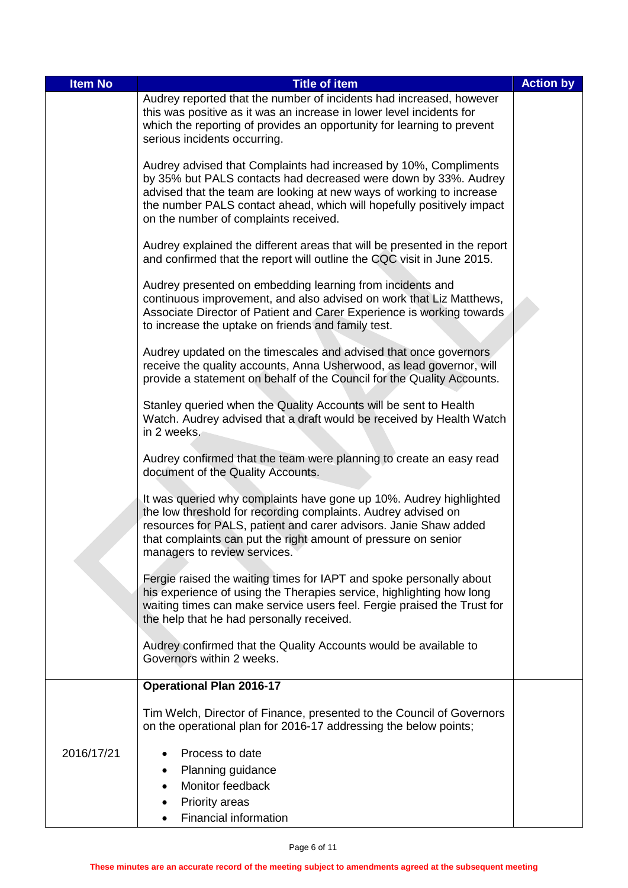| Item No | Title of item | Action by |
|---|---|---|
| | Audrey reported that the number of incidents had increased, however this was positive as it was an increase in lower level incidents for which the reporting of provides an opportunity for learning to prevent serious incidents occurring.<br><br>Audrey advised that Complaints had increased by 10%, Compliments by 35% but PALS contacts had decreased were down by 33%. Audrey advised that the team are looking at new ways of working to increase the number PALS contact ahead, which will hopefully positively impact on the number of complaints received.<br><br>Audrey explained the different areas that will be presented in the report and confirmed that the report will outline the CQC visit in June 2015.<br><br>Audrey presented on embedding learning from incidents and continuous improvement, and also advised on work that Liz Matthews, Associate Director of Patient and Carer Experience is working towards to increase the uptake on friends and family test.<br><br>Audrey updated on the timescales and advised that once governors receive the quality accounts, Anna Usherwood, as lead governor, will provide a statement on behalf of the Council for the Quality Accounts.<br><br>Stanley queried when the Quality Accounts will be sent to Health Watch. Audrey advised that a draft would be received by Health Watch in 2 weeks.<br><br>Audrey confirmed that the team were planning to create an easy read document of the Quality Accounts.<br><br>It was queried why complaints have gone up 10%. Audrey highlighted the low threshold for recording complaints. Audrey advised on resources for PALS, patient and carer advisors. Janie Shaw added that complaints can put the right amount of pressure on senior managers to review services.<br><br>Fergie raised the waiting times for IAPT and spoke personally about his experience of using the Therapies service, highlighting how long waiting times can make service users feel. Fergie praised the Trust for the help that he had personally received.<br><br>Audrey confirmed that the Quality Accounts would be available to Governors within 2 weeks. | |
| 2016/17/21 | **Operational Plan 2016-17**<br><br>Tim Welch, Director of Finance, presented to the Council of Governors on the operational plan for 2016-17 addressing the below points;<br><br>• Process to date<br>• Planning guidance<br>• Monitor feedback<br>• Priority areas<br>• Financial information | |

**These minutes are an accurate record of the meeting subject to amendments agreed at the subsequent meeting**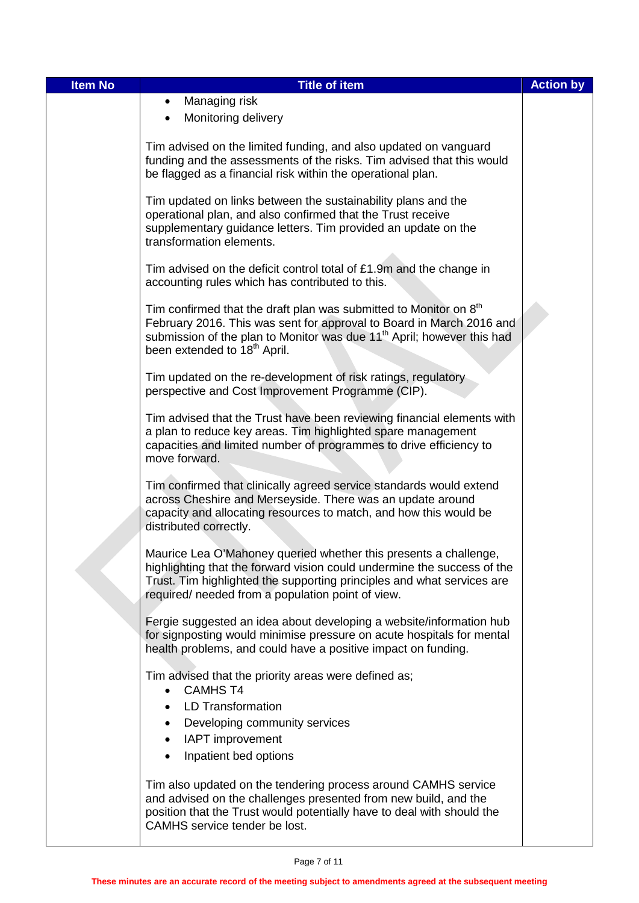| Item No | Title of item | Action by |
|---|---|---|
| | • Managing risk<br>• Monitoring delivery<br><br>Tim advised on the limited funding, and also updated on vanguard funding and the assessments of the risks. Tim advised that this would be flagged as a financial risk within the operational plan.<br><br>Tim updated on links between the sustainability plans and the operational plan, and also confirmed that the Trust receive supplementary guidance letters. Tim provided an update on the transformation elements.<br><br>Tim advised on the deficit control total of £1.9m and the change in accounting rules which has contributed to this.<br><br>Tim confirmed that the draft plan was submitted to Monitor on 8th February 2016. This was sent for approval to Board in March 2016 and submission of the plan to Monitor was due 11th April; however this had been extended to 18th April.<br><br>Tim updated on the re-development of risk ratings, regulatory perspective and Cost Improvement Programme (CIP).<br><br>Tim advised that the Trust have been reviewing financial elements with a plan to reduce key areas. Tim highlighted spare management capacities and limited number of programmes to drive efficiency to move forward.<br><br>Tim confirmed that clinically agreed service standards would extend across Cheshire and Merseyside. There was an update around capacity and allocating resources to match, and how this would be distributed correctly.<br><br>Maurice Lea O'Mahoney queried whether this presents a challenge, highlighting that the forward vision could undermine the success of the Trust. Tim highlighted the supporting principles and what services are required/ needed from a population point of view.<br><br>Fergie suggested an idea about developing a website/information hub for signposting would minimise pressure on acute hospitals for mental health problems, and could have a positive impact on funding.<br><br>Tim advised that the priority areas were defined as;<br>• CAMHS T4<br>• LD Transformation<br>• Developing community services<br>• IAPT improvement<br>• Inpatient bed options<br><br>Tim also updated on the tendering process around CAMHS service and advised on the challenges presented from new build, and the position that the Trust would potentially have to deal with should the CAMHS service tender be lost. | |

These minutes are an accurate record of the meeting subject to amendments agreed at the subsequent meeting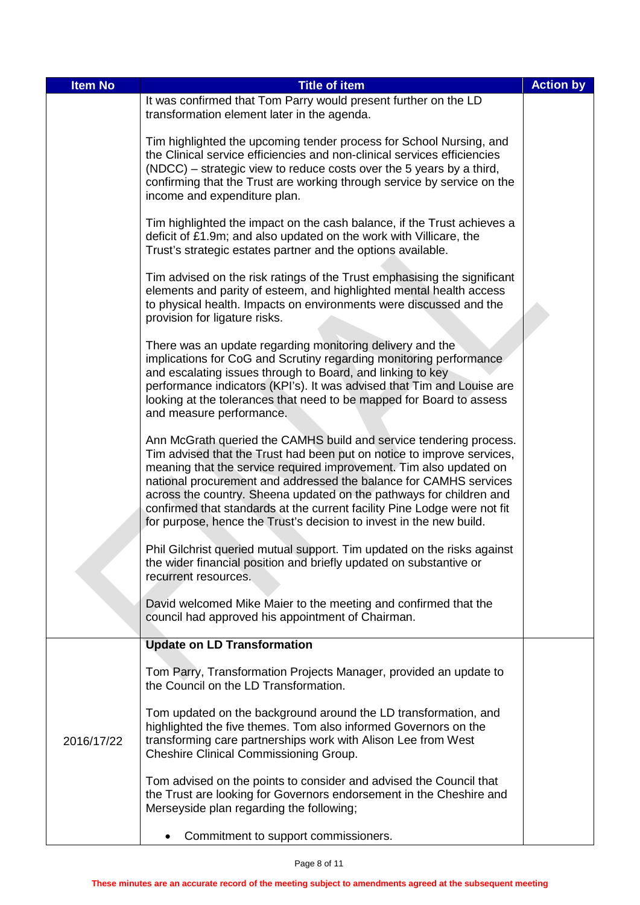| Item No | Title of item | Action by |
|---|---|---|
| | It was confirmed that Tom Parry would present further on the LD transformation element later in the agenda.<br><br>Tim highlighted the upcoming tender process for School Nursing, and the Clinical service efficiencies and non-clinical services efficiencies (NDCC) – strategic view to reduce costs over the 5 years by a third, confirming that the Trust are working through service by service on the income and expenditure plan.<br><br>Tim highlighted the impact on the cash balance, if the Trust achieves a deficit of £1.9m; and also updated on the work with Villicare, the Trust's strategic estates partner and the options available.<br><br>Tim advised on the risk ratings of the Trust emphasising the significant elements and parity of esteem, and highlighted mental health access to physical health. Impacts on environments were discussed and the provision for ligature risks.<br><br>There was an update regarding monitoring delivery and the implications for CoG and Scrutiny regarding monitoring performance and escalating issues through to Board, and linking to key performance indicators (KPI's). It was advised that Tim and Louise are looking at the tolerances that need to be mapped for Board to assess and measure performance.<br><br>Ann McGrath queried the CAMHS build and service tendering process. Tim advised that the Trust had been put on notice to improve services, meaning that the service required improvement. Tim also updated on national procurement and addressed the balance for CAMHS services across the country. Sheena updated on the pathways for children and confirmed that standards at the current facility Pine Lodge were not fit for purpose, hence the Trust's decision to invest in the new build.<br><br>Phil Gilchrist queried mutual support. Tim updated on the risks against the wider financial position and briefly updated on substantive or recurrent resources.<br><br>David welcomed Mike Maier to the meeting and confirmed that the council had approved his appointment of Chairman. | |
| 2016/17/22 | **Update on LD Transformation**<br><br>Tom Parry, Transformation Projects Manager, provided an update to the Council on the LD Transformation.<br><br>Tom updated on the background around the LD transformation, and highlighted the five themes. Tom also informed Governors on the transforming care partnerships work with Alison Lee from West Cheshire Clinical Commissioning Group.<br><br>Tom advised on the points to consider and advised the Council that the Trust are looking for Governors endorsement in the Cheshire and Merseyside plan regarding the following;<br><br>• Commitment to support commissioners. | |

These minutes are an accurate record of the meeting subject to amendments agreed at the subsequent meeting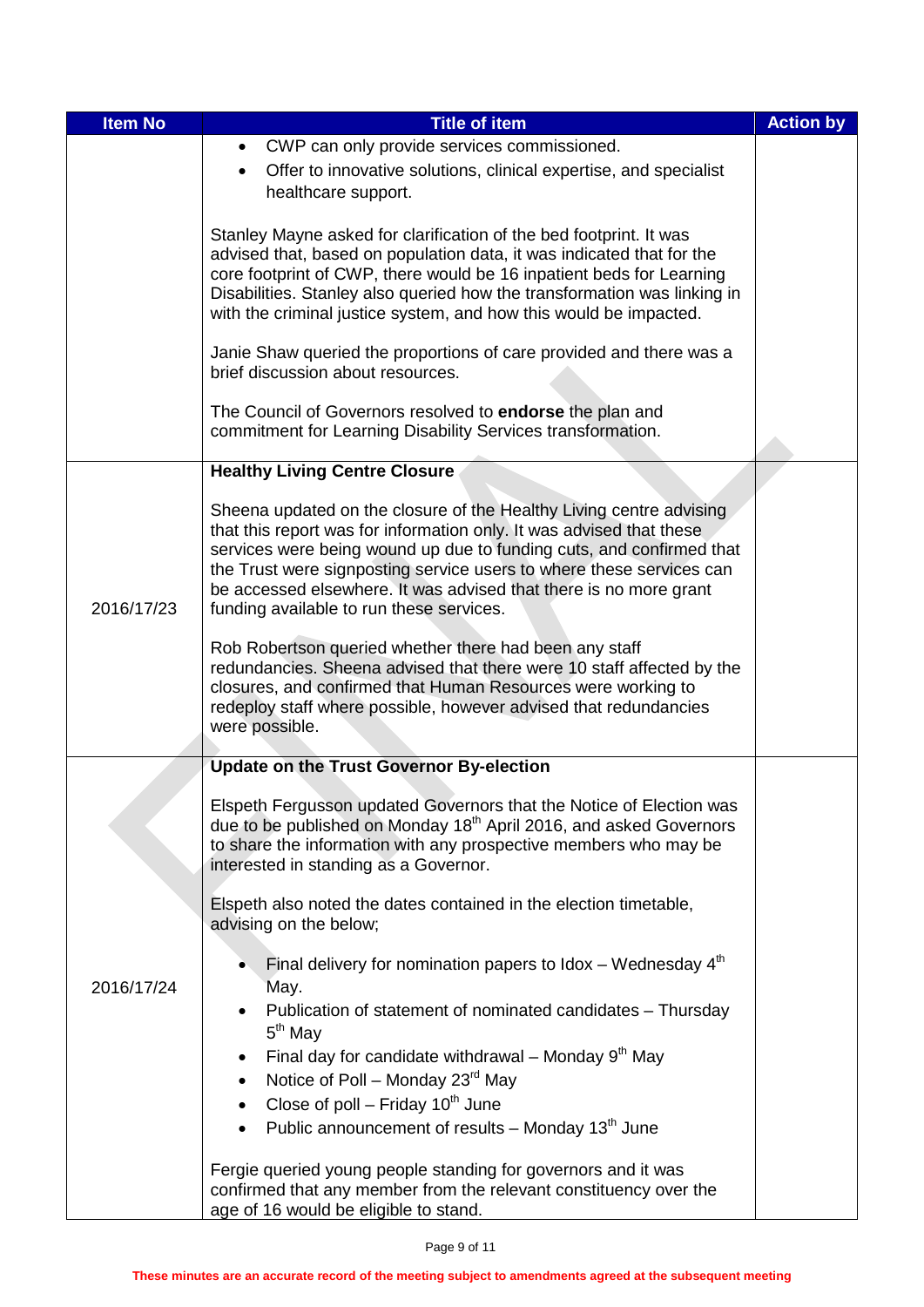| Item No | Title of item | Action by |
|---|---|---|
| | • CWP can only provide services commissioned.<br>• Offer to innovative solutions, clinical expertise, and specialist healthcare support.<br><br>Stanley Mayne asked for clarification of the bed footprint. It was advised that, based on population data, it was indicated that for the core footprint of CWP, there would be 16 inpatient beds for Learning Disabilities. Stanley also queried how the transformation was linking in with the criminal justice system, and how this would be impacted.<br><br>Janie Shaw queried the proportions of care provided and there was a brief discussion about resources.<br><br>The Council of Governors resolved to **endorse** the plan and commitment for Learning Disability Services transformation. | |
| 2016/17/23 | **Healthy Living Centre Closure**<br><br>Sheena updated on the closure of the Healthy Living centre advising that this report was for information only. It was advised that these services were being wound up due to funding cuts, and confirmed that the Trust were signposting service users to where these services can be accessed elsewhere. It was advised that there is no more grant funding available to run these services.<br><br>Rob Robertson queried whether there had been any staff redundancies. Sheena advised that there were 10 staff affected by the closures, and confirmed that Human Resources were working to redeploy staff where possible, however advised that redundancies were possible. | |
| 2016/17/24 | **Update on the Trust Governor By-election**<br><br>Elspeth Fergusson updated Governors that the Notice of Election was due to be published on Monday 18th April 2016, and asked Governors to share the information with any prospective members who may be interested in standing as a Governor.<br><br>Elspeth also noted the dates contained in the election timetable, advising on the below;<br><br>• Final delivery for nomination papers to Idox – Wednesday 4th May.<br>• Publication of statement of nominated candidates – Thursday 5th May<br>• Final day for candidate withdrawal – Monday 9th May<br>• Notice of Poll – Monday 23rd May<br>• Close of poll – Friday 10th June<br>• Public announcement of results – Monday 13th June<br><br>Fergie queried young people standing for governors and it was confirmed that any member from the relevant constituency over the age of 16 would be eligible to stand. | |

**These minutes are an accurate record of the meeting subject to amendments agreed at the subsequent meeting**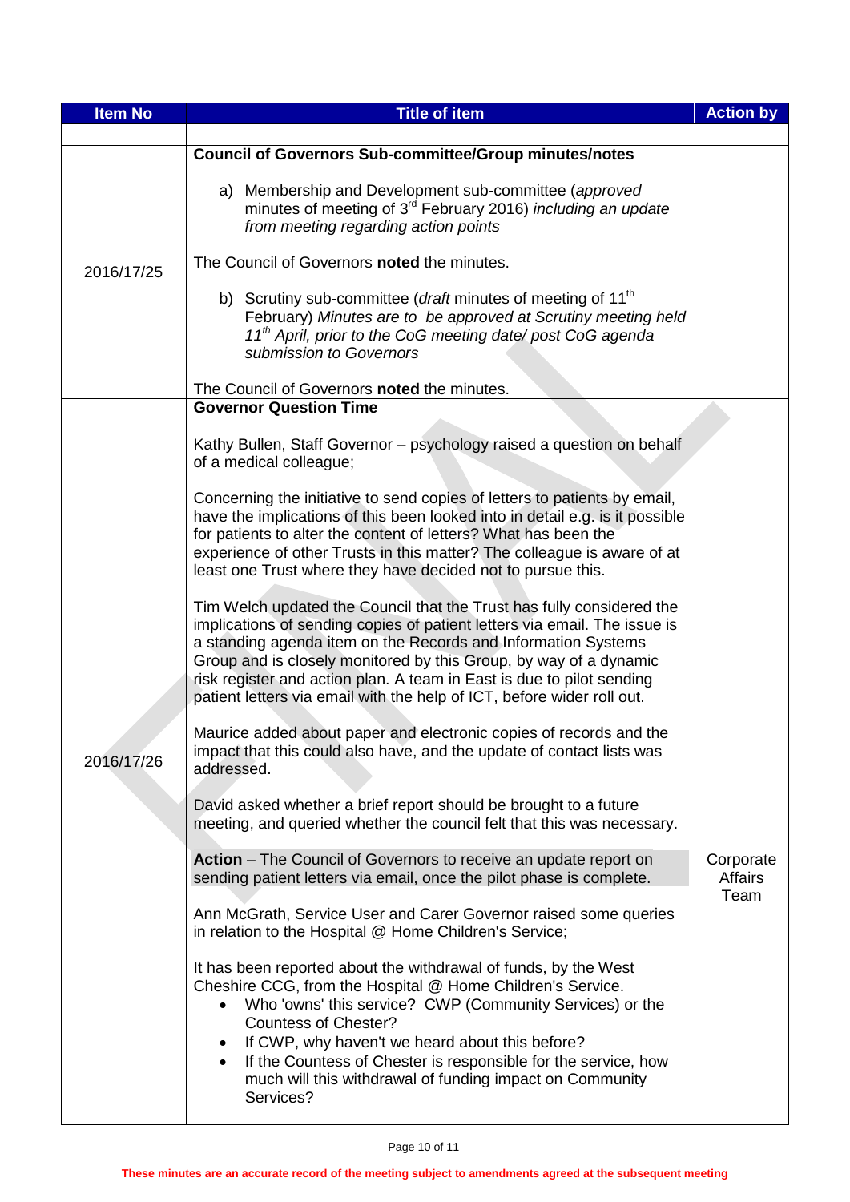| Item No | Title of item | Action by |
|---|---|---|
| | | |
| 2016/17/25 | **Council of Governors Sub-committee/Group minutes/notes**<br><br>a) Membership and Development sub-committee (*approved* minutes of meeting of 3rd February 2016) *including an update from meeting regarding action points*<br><br>The Council of Governors **noted** the minutes.<br><br>b) Scrutiny sub-committee (*draft* minutes of meeting of 11th February) *Minutes are to be approved at Scrutiny meeting held 11th April, prior to the CoG meeting date/ post CoG agenda submission to Governors*<br><br>The Council of Governors **noted** the minutes. | |
| 2016/17/26 | **Governor Question Time**<br><br>Kathy Bullen, Staff Governor – psychology raised a question on behalf of a medical colleague;<br><br>Concerning the initiative to send copies of letters to patients by email, have the implications of this been looked into in detail e.g. is it possible for patients to alter the content of letters? What has been the experience of other Trusts in this matter? The colleague is aware of at least one Trust where they have decided not to pursue this.<br><br>Tim Welch updated the Council that the Trust has fully considered the implications of sending copies of patient letters via email. The issue is a standing agenda item on the Records and Information Systems Group and is closely monitored by this Group, by way of a dynamic risk register and action plan. A team in East is due to pilot sending patient letters via email with the help of ICT, before wider roll out.<br><br>Maurice added about paper and electronic copies of records and the impact that this could also have, and the update of contact lists was addressed.<br><br>David asked whether a brief report should be brought to a future meeting, and queried whether the council felt that this was necessary.<br><br>**Action** – The Council of Governors to receive an update report on sending patient letters via email, once the pilot phase is complete.<br><br>Ann McGrath, Service User and Carer Governor raised some queries in relation to the Hospital @ Home Children's Service;<br><br>It has been reported about the withdrawal of funds, by the West Cheshire CCG, from the Hospital @ Home Children's Service.<br>• Who 'owns' this service? CWP (Community Services) or the Countess of Chester?<br>• If CWP, why haven't we heard about this before?<br>• If the Countess of Chester is responsible for the service, how much will this withdrawal of funding impact on Community Services? | Corporate Affairs Team |

**These minutes are an accurate record of the meeting subject to amendments agreed at the subsequent meeting**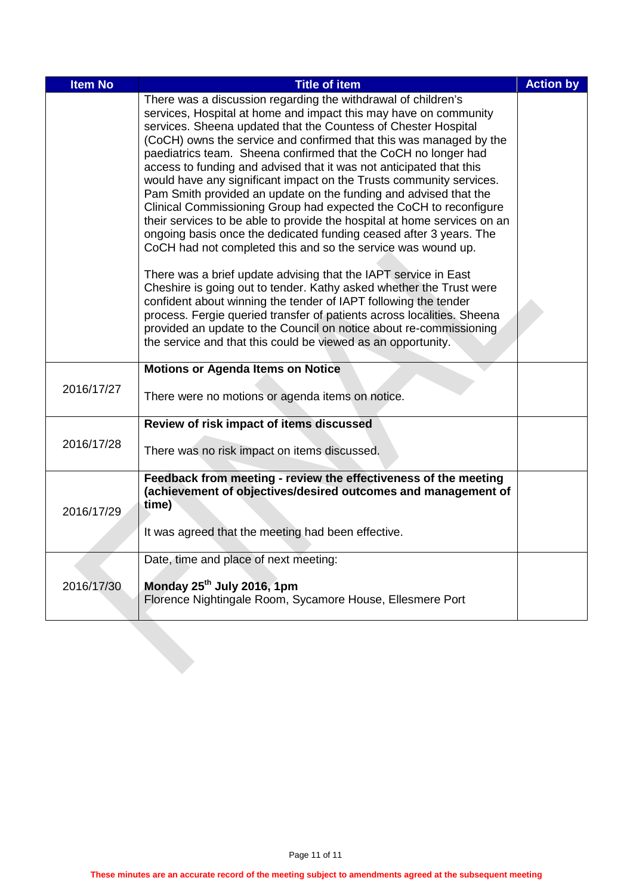| Item No | Title of item | Action by |
|---|---|---|
| | There was a discussion regarding the withdrawal of children's services, Hospital at home and impact this may have on community services. Sheena updated that the Countess of Chester Hospital (CoCH) owns the service and confirmed that this was managed by the paediatrics team. Sheena confirmed that the CoCH no longer had access to funding and advised that it was not anticipated that this would have any significant impact on the Trusts community services. Pam Smith provided an update on the funding and advised that the Clinical Commissioning Group had expected the CoCH to reconfigure their services to be able to provide the hospital at home services on an ongoing basis once the dedicated funding ceased after 3 years. The CoCH had not completed this and so the service was wound up.<br><br>There was a brief update advising that the IAPT service in East Cheshire is going out to tender. Kathy asked whether the Trust were confident about winning the tender of IAPT following the tender process. Fergie queried transfer of patients across localities. Sheena provided an update to the Council on notice about re-commissioning the service and that this could be viewed as an opportunity. | |
| 2016/17/27 | **Motions or Agenda Items on Notice**<br><br>There were no motions or agenda items on notice. | |
| 2016/17/28 | **Review of risk impact of items discussed**<br><br>There was no risk impact on items discussed. | |
| 2016/17/29 | **Feedback from meeting - review the effectiveness of the meeting (achievement of objectives/desired outcomes and management of time)**<br><br>It was agreed that the meeting had been effective. | |
| 2016/17/30 | Date, time and place of next meeting:<br><br>**Monday 25th July 2016, 1pm**<br>Florence Nightingale Room, Sycamore House, Ellesmere Port | |

**These minutes are an accurate record of the meeting subject to amendments agreed at the subsequent meeting**